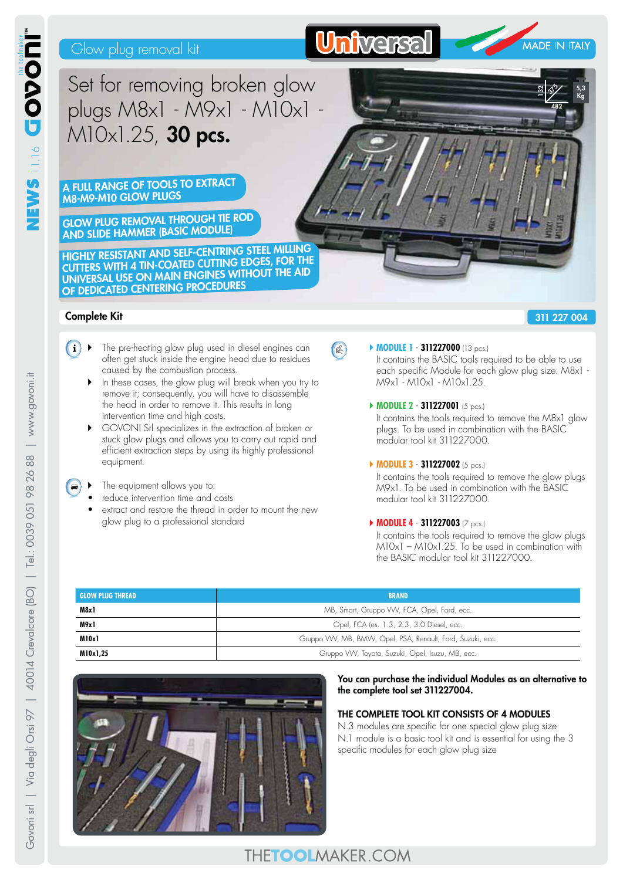Glow plug removal kit

Universal

MADE IN ITALY

# Set for removing broken glow plugs M8x1 - M9x1 - M10x1 - M10x1.25, **30 pcs.**

**A FULL RANGE OF TOOLS TO EXTRACT M8-M9-M10 GLOW PLUGS**

**GLOW PLUG REMOVAL THROUGH TIE ROD AND SLIDE HAMMER (BASIC MODULE)**

**HIGHLY RESISTANT AND SELF-CENTRING STEEL MILLING CUTTERS WITH 4 TIN-COATED CUTTING EDGES, FOR THE UNIVERSAL USE ON MAIN ENGINES WITHOUT THE AID OF DEDICATED CENTERING PROCEDURES**

132 / 375 / 482 — 5,3 Kg

## Complete Kit — 311 227 004

- The pre-heating glow plug used in diesel engines can often get stuck inside the engine head due to residues caused by the combustion process.
- In these cases, the glow plug will break when you try to remove it; consequently, you will have to disassemble the head in order to remove it. This results in long intervention time and high costs.
- GOVONI Srl specializes in the extraction of broken or stuck glow plugs and allows you to carry out rapid and efficient extraction steps by using its highly professional equipment.

- The equipment allows you to:
  - reduce intervention time and costs
  - extract and restore the thread in order to mount the new glow plug to a professional standard

**MODULE 1** - **311227000** (13 pcs.)
It contains the BASIC tools required to be able to use each specific Module for each glow plug size: M8x1 - M9x1 - M10x1 - M10x1.25.

**MODULE 2** - **311227001** (5 pcs.)
It contains the tools required to remove the M8x1 glow plugs. To be used in combination with the BASIC modular tool kit 311227000.

**MODULE 3** - **311227002** (5 pcs.)
It contains the tools required to remove the glow plugs M9x1. To be used in combination with the BASIC modular tool kit 311227000.

**MODULE 4** - **311227003** (7 pcs.)
It contains the tools required to remove the glow plugs M10x1 – M10x1.25. To be used in combination with the BASIC modular tool kit 311227000.

| GLOW PLUG THREAD | BRAND |
|---|---|
| **M8x1** | MB, Smart, Gruppo VW, FCA, Opel, Ford, ecc. |
| **M9x1** | Opel, FCA (es. 1.3, 2.3, 3.0 Diesel, ecc. |
| **M10x1** | Gruppo VW, MB, BMW, Opel, PSA, Renault, Ford, Suzuki, ecc. |
| **M10x1,25** | Gruppo VW, Toyota, Suzuki, Opel, Isuzu, MB, ecc. |

**You can purchase the individual Modules as an alternative to the complete tool set 311227004.**

**THE COMPLETE TOOL KIT CONSISTS OF 4 MODULES**
N.3 modules are specific for one special glow plug size
N.1 module is a basic tool kit and is essential for using the 3 specific modules for each glow plug size

THETOOLMAKER.COM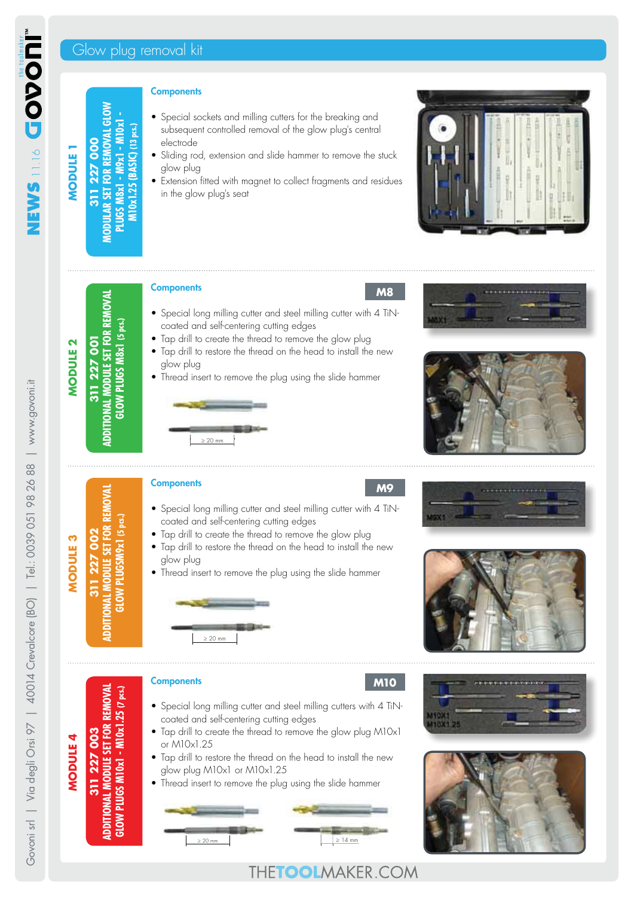# Glow plug removal kit

## MODULE 1

**311 227 000**
**MODULAR SET FOR REMOVAL GLOW PLUGS M8x1 - M9x1 - M10x1 - M10x1.25 (BASIC) (13 pcs.)**

### Components

- Special sockets and milling cutters for the breaking and subsequent controlled removal of the glow plug's central electrode
- Sliding rod, extension and slide hammer to remove the stuck glow plug
- Extension fitted with magnet to collect fragments and residues in the glow plug's seat

## MODULE 2

**311 227 001**
**ADDITIONAL MODULE SET FOR REMOVAL GLOW PLUGS M8x1 (5 pcs.)**

### Components

**M8**

- Special long milling cutter and steel milling cutter with 4 TiN-coated and self-centering cutting edges
- Tap drill to create the thread to remove the glow plug
- Tap drill to restore the thread on the head to install the new glow plug
- Thread insert to remove the plug using the slide hammer

≥ 20 mm

## MODULE 3

**311 227 002**
**ADDITIONAL MODULE SET FOR REMOVAL GLOW PLUGSM9x1 (5 pcs.)**

### Components

**M9**

- Special long milling cutter and steel milling cutter with 4 TiN-coated and self-centering cutting edges
- Tap drill to create the thread to remove the glow plug
- Tap drill to restore the thread on the head to install the new glow plug
- Thread insert to remove the plug using the slide hammer

≥ 20 mm

## MODULE 4

**311 227 003**
**ADDITIONAL MODULE SET FOR REMOVAL GLOW PLUGS M10x1 - M10x1.25 (7 pcs.)**

### Components

**M10**

- Special long milling cutter and steel milling cutters with 4 TiN-coated and self-centering cutting edges
- Tap drill to create the thread to remove the glow plug M10x1 or M10x1.25
- Tap drill to restore the thread on the head to install the new glow plug M10x1 or M10x1.25
- Thread insert to remove the plug using the slide hammer

≥ 20 mm

≥ 14 mm